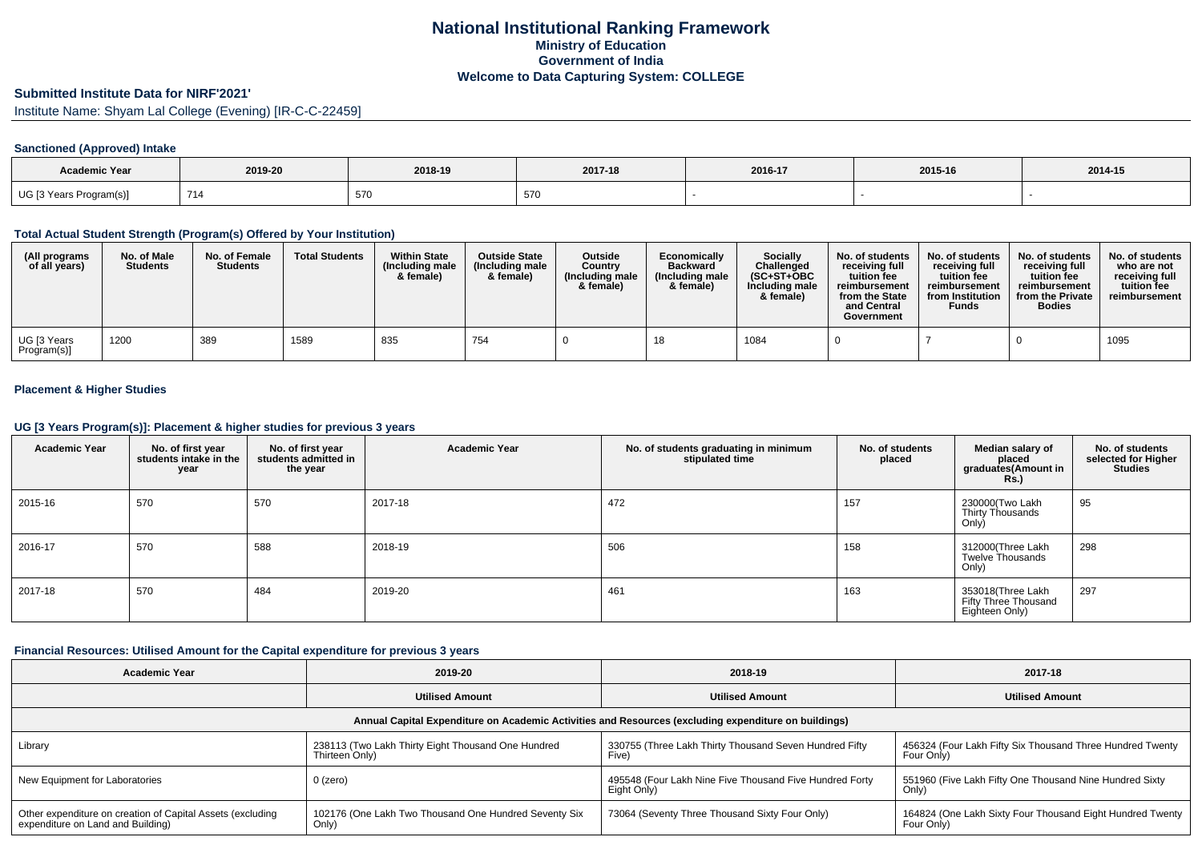# National Institutional Ranking Framework
## Ministry of Education
## Government of India
## Welcome to Data Capturing System: COLLEGE

### Submitted Institute Data for NIRF'2021'

Institute Name: Shyam Lal College (Evening) [IR-C-C-22459]

#### Sanctioned (Approved) Intake

| Academic Year | 2019-20 | 2018-19 | 2017-18 | 2016-17 | 2015-16 | 2014-15 |
|---|---|---|---|---|---|---|
| UG [3 Years Program(s)] | 714 | 570 | 570 | - | - | - |

#### Total Actual Student Strength (Program(s) Offered by Your Institution)

| (All programs of all years) | No. of Male Students | No. of Female Students | Total Students | Within State (Including male & female) | Outside State (Including male & female) | Outside Country (Including male & female) | Economically Backward (Including male & female) | Socially Challenged (SC+ST+OBC Including male & female) | No. of students receiving full tuition fee reimbursement from the State and Central Government | No. of students receiving full tuition fee reimbursement from Institution Funds | No. of students receiving full tuition fee reimbursement from the Private Bodies | No. of students who are not receiving full tuition fee reimbursement |
|---|---|---|---|---|---|---|---|---|---|---|---|---|
| UG [3 Years Program(s)] | 1200 | 389 | 1589 | 835 | 754 | 0 | 18 | 1084 | 0 | 7 | 0 | 1095 |

#### Placement & Higher Studies

#### UG [3 Years Program(s)]: Placement & higher studies for previous 3 years

| Academic Year | No. of first year students intake in the year | No. of first year students admitted in the year | Academic Year | No. of students graduating in minimum stipulated time | No. of students placed | Median salary of placed graduates(Amount in Rs.) | No. of students selected for Higher Studies |
|---|---|---|---|---|---|---|---|
| 2015-16 | 570 | 570 | 2017-18 | 472 | 157 | 230000(Two Lakh Thirty Thousands Only) | 95 |
| 2016-17 | 570 | 588 | 2018-19 | 506 | 158 | 312000(Three Lakh Twelve Thousands Only) | 298 |
| 2017-18 | 570 | 484 | 2019-20 | 461 | 163 | 353018(Three Lakh Fifty Three Thousand Eighteen Only) | 297 |

#### Financial Resources: Utilised Amount for the Capital expenditure for previous 3 years

| Academic Year | 2019-20 | 2018-19 | 2017-18 |
|---|---|---|---|
| | Utilised Amount | Utilised Amount | Utilised Amount |
| Annual Capital Expenditure on Academic Activities and Resources (excluding expenditure on buildings) | | | |
| Library | 238113 (Two Lakh Thirty Eight Thousand One Hundred Thirteen Only) | 330755 (Three Lakh Thirty Thousand Seven Hundred Fifty Five) | 456324 (Four Lakh Fifty Six Thousand Three Hundred Twenty Four Only) |
| New Equipment for Laboratories | 0 (zero) | 495548 (Four Lakh Nine Five Thousand Five Hundred Forty Eight Only) | 551960 (Five Lakh Fifty One Thousand Nine Hundred Sixty Only) |
| Other expenditure on creation of Capital Assets (excluding expenditure on Land and Building) | 102176 (One Lakh Two Thousand One Hundred Seventy Six Only) | 73064 (Seventy Three Thousand Sixty Four Only) | 164824 (One Lakh Sixty Four Thousand Eight Hundred Twenty Four Only) |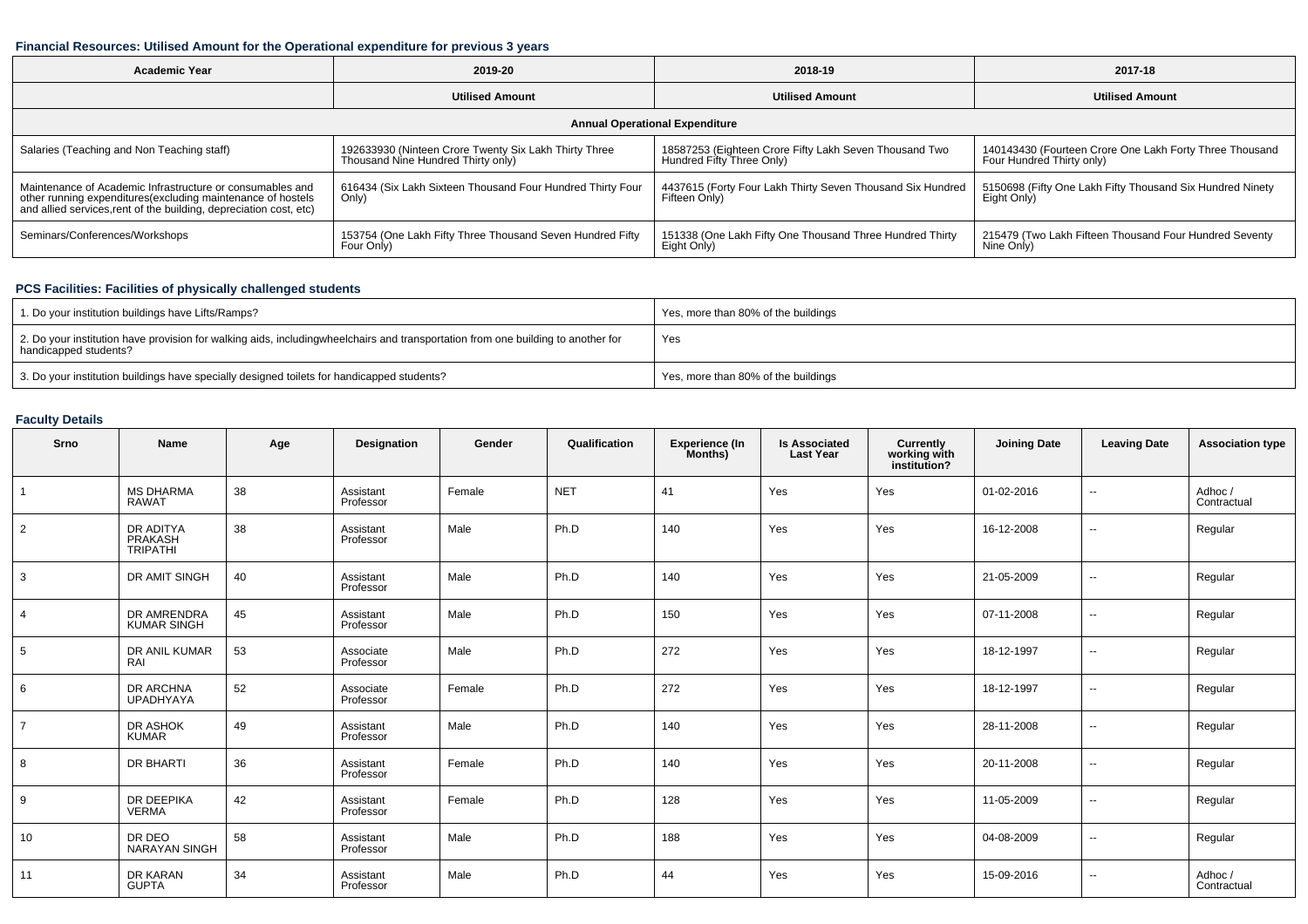### Financial Resources: Utilised Amount for the Operational expenditure for previous 3 years

| Academic Year | 2019-20 | 2018-19 | 2017-18 |
|---|---|---|---|
| | Utilised Amount | Utilised Amount | Utilised Amount |
| Annual Operational Expenditure | | | |
| Salaries (Teaching and Non Teaching staff) | 192633930 (Ninteen Crore Twenty Six Lakh Thirty Three Thousand Nine Hundred Thirty only) | 18587253 (Eighteen Crore Fifty Lakh Seven Thousand Two Hundred Fifty Three Only) | 140143430 (Fourteen Crore One Lakh Forty Three Thousand Four Hundred Thirty only) |
| Maintenance of Academic Infrastructure or consumables and other running expenditures(excluding maintenance of hostels and allied services,rent of the building, depreciation cost, etc) | 616434 (Six Lakh Sixteen Thousand Four Hundred Thirty Four Only) | 4437615 (Forty Four Lakh Thirty Seven Thousand Six Hundred Fifteen Only) | 5150698 (Fifty One Lakh Fifty Thousand Six Hundred Ninety Eight Only) |
| Seminars/Conferences/Workshops | 153754 (One Lakh Fifty Three Thousand Seven Hundred Fifty Four Only) | 151338 (One Lakh Fifty One Thousand Three Hundred Thirty Eight Only) | 215479 (Two Lakh Fifteen Thousand Four Hundred Seventy Nine Only) |

### PCS Facilities: Facilities of physically challenged students

| | |
|---|---|
| 1. Do your institution buildings have Lifts/Ramps? | Yes, more than 80% of the buildings |
| 2. Do your institution have provision for walking aids, includingwheelchairs and transportation from one building to another for handicapped students? | Yes |
| 3. Do your institution buildings have specially designed toilets for handicapped students? | Yes, more than 80% of the buildings |

### Faculty Details

| Srno | Name | Age | Designation | Gender | Qualification | Experience (In Months) | Is Associated Last Year | Currently working with institution? | Joining Date | Leaving Date | Association type |
|---|---|---|---|---|---|---|---|---|---|---|---|
| 1 | MS DHARMA RAWAT | 38 | Assistant Professor | Female | NET | 41 | Yes | Yes | 01-02-2016 | -- | Adhoc / Contractual |
| 2 | DR ADITYA PRAKASH TRIPATHI | 38 | Assistant Professor | Male | Ph.D | 140 | Yes | Yes | 16-12-2008 | -- | Regular |
| 3 | DR AMIT SINGH | 40 | Assistant Professor | Male | Ph.D | 140 | Yes | Yes | 21-05-2009 | -- | Regular |
| 4 | DR AMRENDRA KUMAR SINGH | 45 | Assistant Professor | Male | Ph.D | 150 | Yes | Yes | 07-11-2008 | -- | Regular |
| 5 | DR ANIL KUMAR RAI | 53 | Associate Professor | Male | Ph.D | 272 | Yes | Yes | 18-12-1997 | -- | Regular |
| 6 | DR ARCHNA UPADHYAYA | 52 | Associate Professor | Female | Ph.D | 272 | Yes | Yes | 18-12-1997 | -- | Regular |
| 7 | DR ASHOK KUMAR | 49 | Assistant Professor | Male | Ph.D | 140 | Yes | Yes | 28-11-2008 | -- | Regular |
| 8 | DR BHARTI | 36 | Assistant Professor | Female | Ph.D | 140 | Yes | Yes | 20-11-2008 | -- | Regular |
| 9 | DR DEEPIKA VERMA | 42 | Assistant Professor | Female | Ph.D | 128 | Yes | Yes | 11-05-2009 | -- | Regular |
| 10 | DR DEO NARAYAN SINGH | 58 | Assistant Professor | Male | Ph.D | 188 | Yes | Yes | 04-08-2009 | -- | Regular |
| 11 | DR KARAN GUPTA | 34 | Assistant Professor | Male | Ph.D | 44 | Yes | Yes | 15-09-2016 | -- | Adhoc / Contractual |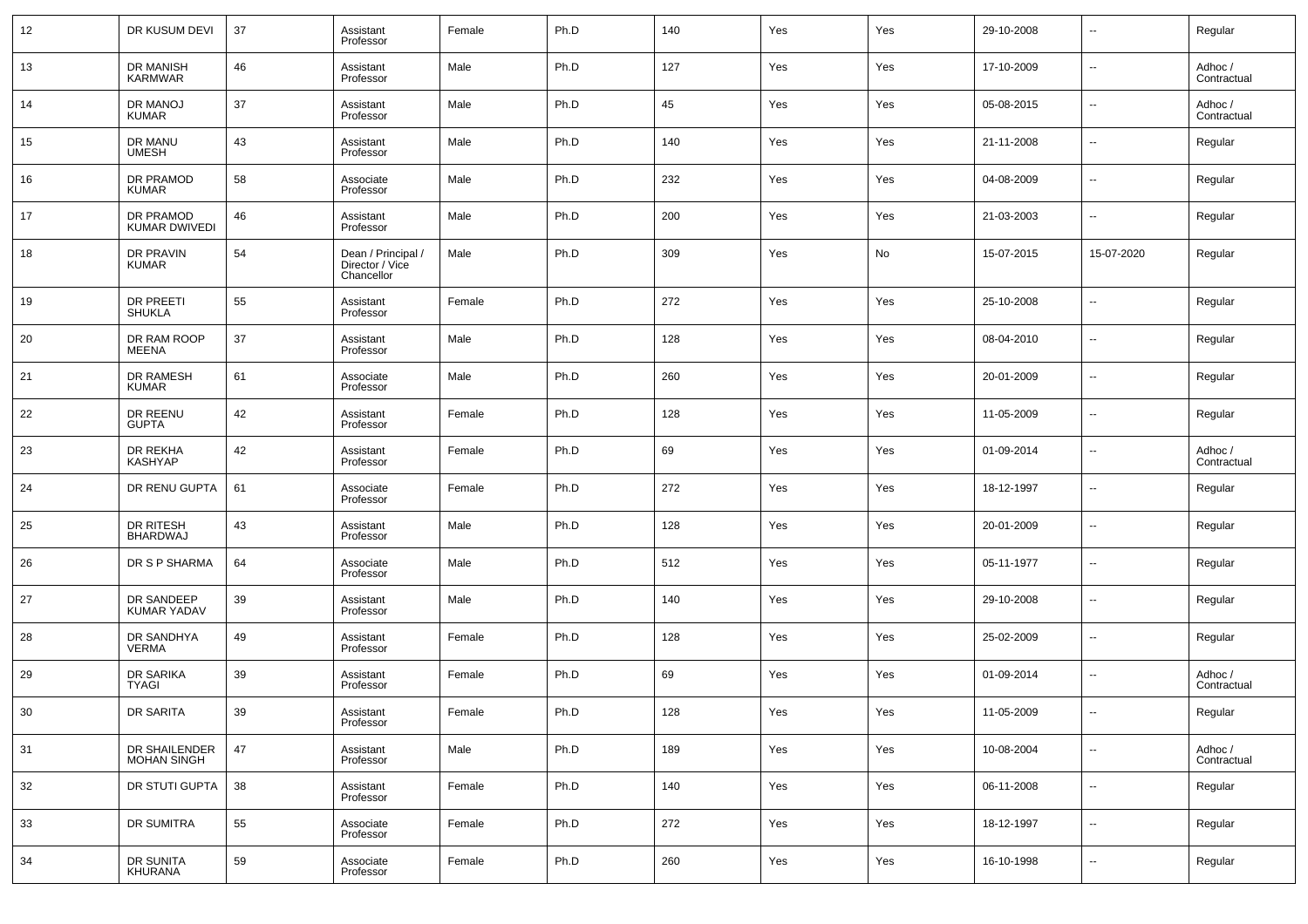| 12 | DR KUSUM DEVI | 37 | Assistant Professor | Female | Ph.D | 140 | Yes | Yes | 29-10-2008 | -- | Regular |
|---|---|---|---|---|---|---|---|---|---|---|---|
| 13 | DR MANISH KARMWAR | 46 | Assistant Professor | Male | Ph.D | 127 | Yes | Yes | 17-10-2009 | -- | Adhoc / Contractual |
| 14 | DR MANOJ KUMAR | 37 | Assistant Professor | Male | Ph.D | 45 | Yes | Yes | 05-08-2015 | -- | Adhoc / Contractual |
| 15 | DR MANU UMESH | 43 | Assistant Professor | Male | Ph.D | 140 | Yes | Yes | 21-11-2008 | -- | Regular |
| 16 | DR PRAMOD KUMAR | 58 | Associate Professor | Male | Ph.D | 232 | Yes | Yes | 04-08-2009 | -- | Regular |
| 17 | DR PRAMOD KUMAR DWIVEDI | 46 | Assistant Professor | Male | Ph.D | 200 | Yes | Yes | 21-03-2003 | -- | Regular |
| 18 | DR PRAVIN KUMAR | 54 | Dean / Principal / Director / Vice Chancellor | Male | Ph.D | 309 | Yes | No | 15-07-2015 | 15-07-2020 | Regular |
| 19 | DR PREETI SHUKLA | 55 | Assistant Professor | Female | Ph.D | 272 | Yes | Yes | 25-10-2008 | -- | Regular |
| 20 | DR RAM ROOP MEENA | 37 | Assistant Professor | Male | Ph.D | 128 | Yes | Yes | 08-04-2010 | -- | Regular |
| 21 | DR RAMESH KUMAR | 61 | Associate Professor | Male | Ph.D | 260 | Yes | Yes | 20-01-2009 | -- | Regular |
| 22 | DR REENU GUPTA | 42 | Assistant Professor | Female | Ph.D | 128 | Yes | Yes | 11-05-2009 | -- | Regular |
| 23 | DR REKHA KASHYAP | 42 | Assistant Professor | Female | Ph.D | 69 | Yes | Yes | 01-09-2014 | -- | Adhoc / Contractual |
| 24 | DR RENU GUPTA | 61 | Associate Professor | Female | Ph.D | 272 | Yes | Yes | 18-12-1997 | -- | Regular |
| 25 | DR RITESH BHARDWAJ | 43 | Assistant Professor | Male | Ph.D | 128 | Yes | Yes | 20-01-2009 | -- | Regular |
| 26 | DR S P SHARMA | 64 | Associate Professor | Male | Ph.D | 512 | Yes | Yes | 05-11-1977 | -- | Regular |
| 27 | DR SANDEEP KUMAR YADAV | 39 | Assistant Professor | Male | Ph.D | 140 | Yes | Yes | 29-10-2008 | -- | Regular |
| 28 | DR SANDHYA VERMA | 49 | Assistant Professor | Female | Ph.D | 128 | Yes | Yes | 25-02-2009 | -- | Regular |
| 29 | DR SARIKA TYAGI | 39 | Assistant Professor | Female | Ph.D | 69 | Yes | Yes | 01-09-2014 | -- | Adhoc / Contractual |
| 30 | DR SARITA | 39 | Assistant Professor | Female | Ph.D | 128 | Yes | Yes | 11-05-2009 | -- | Regular |
| 31 | DR SHAILENDER MOHAN SINGH | 47 | Assistant Professor | Male | Ph.D | 189 | Yes | Yes | 10-08-2004 | -- | Adhoc / Contractual |
| 32 | DR STUTI GUPTA | 38 | Assistant Professor | Female | Ph.D | 140 | Yes | Yes | 06-11-2008 | -- | Regular |
| 33 | DR SUMITRA | 55 | Associate Professor | Female | Ph.D | 272 | Yes | Yes | 18-12-1997 | -- | Regular |
| 34 | DR SUNITA KHURANA | 59 | Associate Professor | Female | Ph.D | 260 | Yes | Yes | 16-10-1998 | -- | Regular |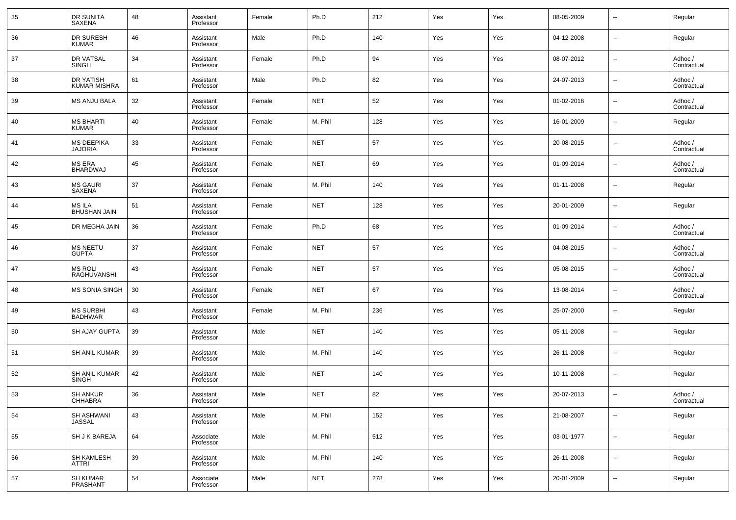| 35 | DR SUNITA SAXENA | 48 | Assistant Professor | Female | Ph.D | 212 | Yes | Yes | 08-05-2009 | -- | Regular |
|---|---|---|---|---|---|---|---|---|---|---|---|
| 36 | DR SURESH KUMAR | 46 | Assistant Professor | Male | Ph.D | 140 | Yes | Yes | 04-12-2008 | -- | Regular |
| 37 | DR VATSAL SINGH | 34 | Assistant Professor | Female | Ph.D | 94 | Yes | Yes | 08-07-2012 | -- | Adhoc / Contractual |
| 38 | DR YATISH KUMAR MISHRA | 61 | Assistant Professor | Male | Ph.D | 82 | Yes | Yes | 24-07-2013 | -- | Adhoc / Contractual |
| 39 | MS ANJU BALA | 32 | Assistant Professor | Female | NET | 52 | Yes | Yes | 01-02-2016 | -- | Adhoc / Contractual |
| 40 | MS BHARTI KUMAR | 40 | Assistant Professor | Female | M. Phil | 128 | Yes | Yes | 16-01-2009 | -- | Regular |
| 41 | MS DEEPIKA JAJORIA | 33 | Assistant Professor | Female | NET | 57 | Yes | Yes | 20-08-2015 | -- | Adhoc / Contractual |
| 42 | MS ERA BHARDWAJ | 45 | Assistant Professor | Female | NET | 69 | Yes | Yes | 01-09-2014 | -- | Adhoc / Contractual |
| 43 | MS GAURI SAXENA | 37 | Assistant Professor | Female | M. Phil | 140 | Yes | Yes | 01-11-2008 | -- | Regular |
| 44 | MS ILA BHUSHAN JAIN | 51 | Assistant Professor | Female | NET | 128 | Yes | Yes | 20-01-2009 | -- | Regular |
| 45 | DR MEGHA JAIN | 36 | Assistant Professor | Female | Ph.D | 68 | Yes | Yes | 01-09-2014 | -- | Adhoc / Contractual |
| 46 | MS NEETU GUPTA | 37 | Assistant Professor | Female | NET | 57 | Yes | Yes | 04-08-2015 | -- | Adhoc / Contractual |
| 47 | MS ROLI RAGHUVANSHI | 43 | Assistant Professor | Female | NET | 57 | Yes | Yes | 05-08-2015 | -- | Adhoc / Contractual |
| 48 | MS SONIA SINGH | 30 | Assistant Professor | Female | NET | 67 | Yes | Yes | 13-08-2014 | -- | Adhoc / Contractual |
| 49 | MS SURBHI BADHWAR | 43 | Assistant Professor | Female | M. Phil | 236 | Yes | Yes | 25-07-2000 | -- | Regular |
| 50 | SH AJAY GUPTA | 39 | Assistant Professor | Male | NET | 140 | Yes | Yes | 05-11-2008 | -- | Regular |
| 51 | SH ANIL KUMAR | 39 | Assistant Professor | Male | M. Phil | 140 | Yes | Yes | 26-11-2008 | -- | Regular |
| 52 | SH ANIL KUMAR SINGH | 42 | Assistant Professor | Male | NET | 140 | Yes | Yes | 10-11-2008 | -- | Regular |
| 53 | SH ANKUR CHHABRA | 36 | Assistant Professor | Male | NET | 82 | Yes | Yes | 20-07-2013 | -- | Adhoc / Contractual |
| 54 | SH ASHWANI JASSAL | 43 | Assistant Professor | Male | M. Phil | 152 | Yes | Yes | 21-08-2007 | -- | Regular |
| 55 | SH J K BAREJA | 64 | Associate Professor | Male | M. Phil | 512 | Yes | Yes | 03-01-1977 | -- | Regular |
| 56 | SH KAMLESH ATTRI | 39 | Assistant Professor | Male | M. Phil | 140 | Yes | Yes | 26-11-2008 | -- | Regular |
| 57 | SH KUMAR PRASHANT | 54 | Associate Professor | Male | NET | 278 | Yes | Yes | 20-01-2009 | -- | Regular |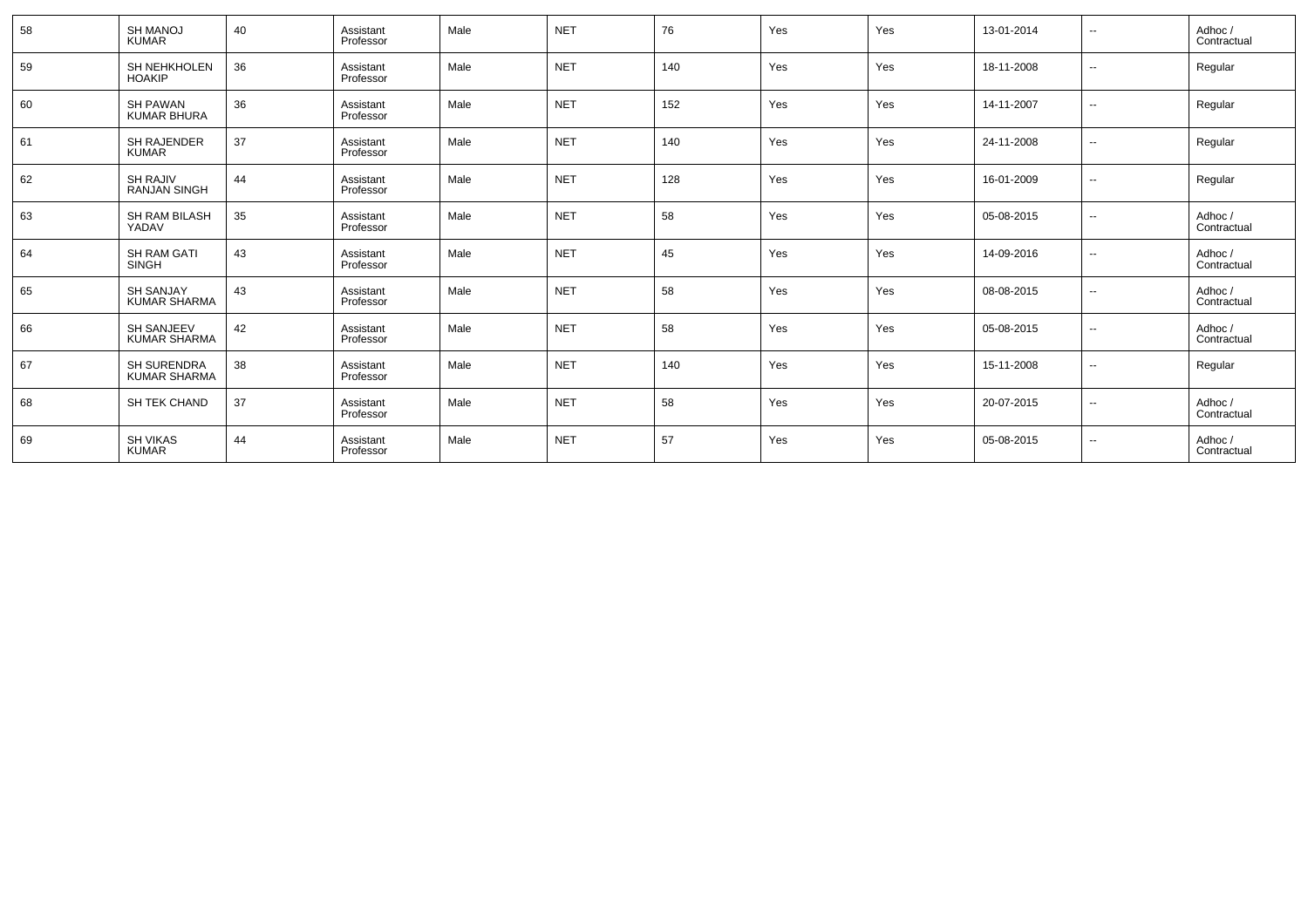| | | | | | | | | | | | |
|---|---|---|---|---|---|---|---|---|---|---|---|
| 58 | SH MANOJ KUMAR | 40 | Assistant Professor | Male | NET | 76 | Yes | Yes | 13-01-2014 | -- | Adhoc / Contractual |
| 59 | SH NEHKHOLEN HOAKIP | 36 | Assistant Professor | Male | NET | 140 | Yes | Yes | 18-11-2008 | -- | Regular |
| 60 | SH PAWAN KUMAR BHURA | 36 | Assistant Professor | Male | NET | 152 | Yes | Yes | 14-11-2007 | -- | Regular |
| 61 | SH RAJENDER KUMAR | 37 | Assistant Professor | Male | NET | 140 | Yes | Yes | 24-11-2008 | -- | Regular |
| 62 | SH RAJIV RANJAN SINGH | 44 | Assistant Professor | Male | NET | 128 | Yes | Yes | 16-01-2009 | -- | Regular |
| 63 | SH RAM BILASH YADAV | 35 | Assistant Professor | Male | NET | 58 | Yes | Yes | 05-08-2015 | -- | Adhoc / Contractual |
| 64 | SH RAM GATI SINGH | 43 | Assistant Professor | Male | NET | 45 | Yes | Yes | 14-09-2016 | -- | Adhoc / Contractual |
| 65 | SH SANJAY KUMAR SHARMA | 43 | Assistant Professor | Male | NET | 58 | Yes | Yes | 08-08-2015 | -- | Adhoc / Contractual |
| 66 | SH SANJEEV KUMAR SHARMA | 42 | Assistant Professor | Male | NET | 58 | Yes | Yes | 05-08-2015 | -- | Adhoc / Contractual |
| 67 | SH SURENDRA KUMAR SHARMA | 38 | Assistant Professor | Male | NET | 140 | Yes | Yes | 15-11-2008 | -- | Regular |
| 68 | SH TEK CHAND | 37 | Assistant Professor | Male | NET | 58 | Yes | Yes | 20-07-2015 | -- | Adhoc / Contractual |
| 69 | SH VIKAS KUMAR | 44 | Assistant Professor | Male | NET | 57 | Yes | Yes | 05-08-2015 | -- | Adhoc / Contractual |